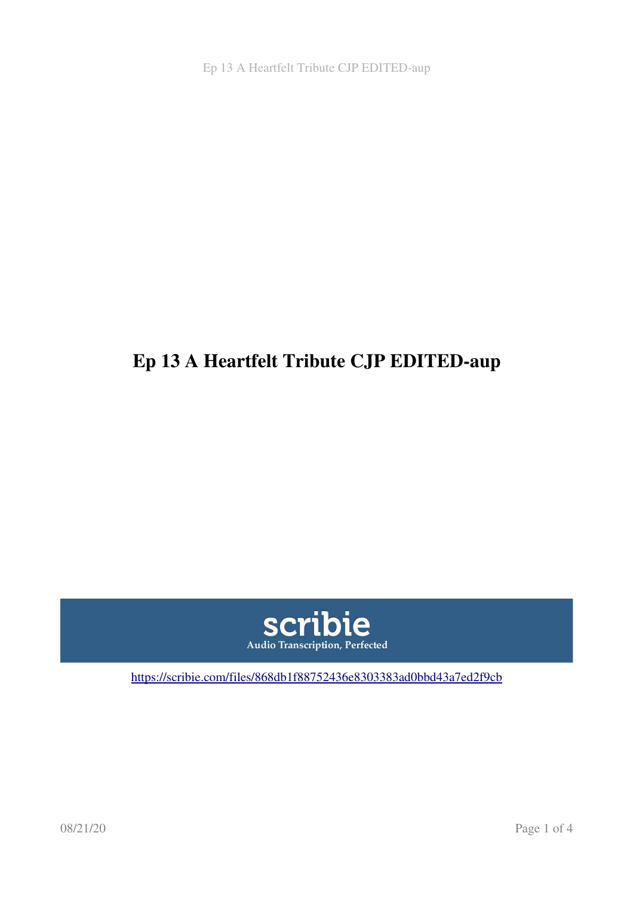# Ep 13 A Heartfelt Tribute CJP EDITED-aup

scribie

Audio Transcription, Perfected

https://scribie.com/files/868db1f88752436e8303383ad0bbd43a7ed2f9cb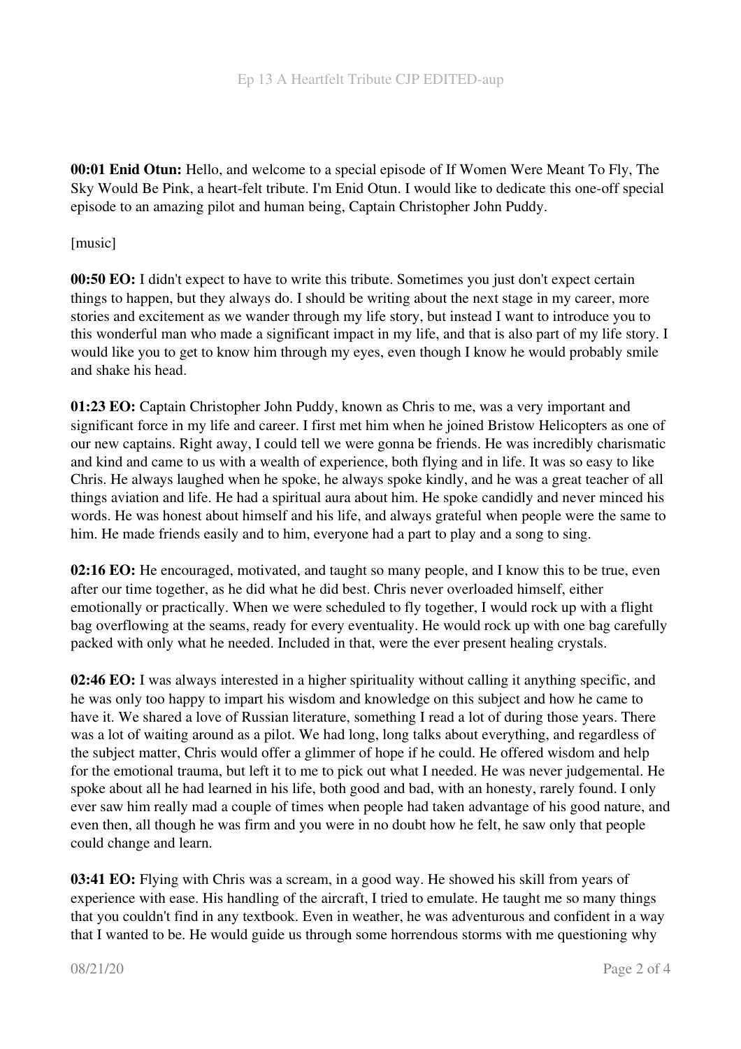**00:01 Enid Otun:** Hello, and welcome to a special episode of If Women Were Meant To Fly, The Sky Would Be Pink, a heart-felt tribute. I'm Enid Otun. I would like to dedicate this one-off special episode to an amazing pilot and human being, Captain Christopher John Puddy.

[music]

**00:50 EO:** I didn't expect to have to write this tribute. Sometimes you just don't expect certain things to happen, but they always do. I should be writing about the next stage in my career, more stories and excitement as we wander through my life story, but instead I want to introduce you to this wonderful man who made a significant impact in my life, and that is also part of my life story. I would like you to get to know him through my eyes, even though I know he would probably smile and shake his head.

**01:23 EO:** Captain Christopher John Puddy, known as Chris to me, was a very important and significant force in my life and career. I first met him when he joined Bristow Helicopters as one of our new captains. Right away, I could tell we were gonna be friends. He was incredibly charismatic and kind and came to us with a wealth of experience, both flying and in life. It was so easy to like Chris. He always laughed when he spoke, he always spoke kindly, and he was a great teacher of all things aviation and life. He had a spiritual aura about him. He spoke candidly and never minced his words. He was honest about himself and his life, and always grateful when people were the same to him. He made friends easily and to him, everyone had a part to play and a song to sing.

**02:16 EO:** He encouraged, motivated, and taught so many people, and I know this to be true, even after our time together, as he did what he did best. Chris never overloaded himself, either emotionally or practically. When we were scheduled to fly together, I would rock up with a flight bag overflowing at the seams, ready for every eventuality. He would rock up with one bag carefully packed with only what he needed. Included in that, were the ever present healing crystals.

**02:46 EO:** I was always interested in a higher spirituality without calling it anything specific, and he was only too happy to impart his wisdom and knowledge on this subject and how he came to have it. We shared a love of Russian literature, something I read a lot of during those years. There was a lot of waiting around as a pilot. We had long, long talks about everything, and regardless of the subject matter, Chris would offer a glimmer of hope if he could. He offered wisdom and help for the emotional trauma, but left it to me to pick out what I needed. He was never judgemental. He spoke about all he had learned in his life, both good and bad, with an honesty, rarely found. I only ever saw him really mad a couple of times when people had taken advantage of his good nature, and even then, all though he was firm and you were in no doubt how he felt, he saw only that people could change and learn.

**03:41 EO:** Flying with Chris was a scream, in a good way. He showed his skill from years of experience with ease. His handling of the aircraft, I tried to emulate. He taught me so many things that you couldn't find in any textbook. Even in weather, he was adventurous and confident in a way that I wanted to be. He would guide us through some horrendous storms with me questioning why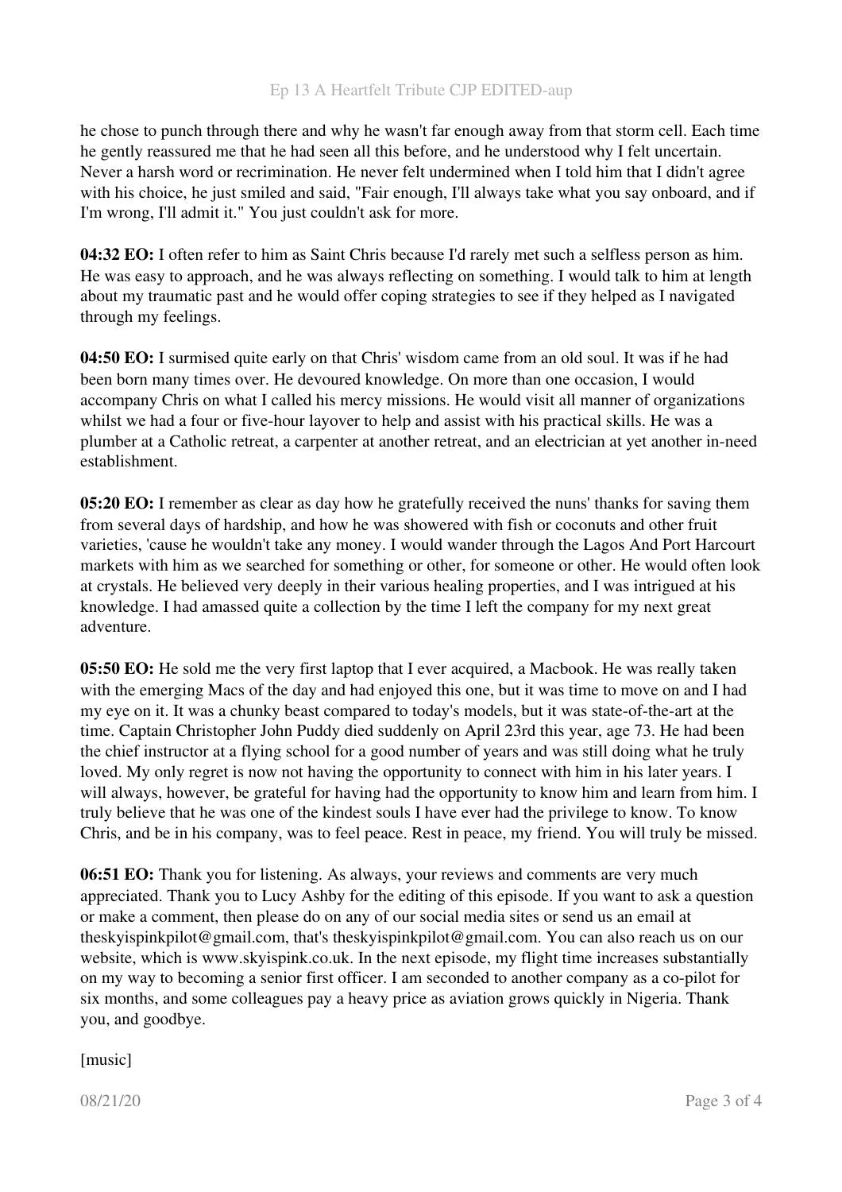he chose to punch through there and why he wasn't far enough away from that storm cell. Each time he gently reassured me that he had seen all this before, and he understood why I felt uncertain. Never a harsh word or recrimination. He never felt undermined when I told him that I didn't agree with his choice, he just smiled and said, "Fair enough, I'll always take what you say onboard, and if I'm wrong, I'll admit it." You just couldn't ask for more.

**04:32 EO:** I often refer to him as Saint Chris because I'd rarely met such a selfless person as him. He was easy to approach, and he was always reflecting on something. I would talk to him at length about my traumatic past and he would offer coping strategies to see if they helped as I navigated through my feelings.

**04:50 EO:** I surmised quite early on that Chris' wisdom came from an old soul. It was if he had been born many times over. He devoured knowledge. On more than one occasion, I would accompany Chris on what I called his mercy missions. He would visit all manner of organizations whilst we had a four or five-hour layover to help and assist with his practical skills. He was a plumber at a Catholic retreat, a carpenter at another retreat, and an electrician at yet another in-need establishment.

**05:20 EO:** I remember as clear as day how he gratefully received the nuns' thanks for saving them from several days of hardship, and how he was showered with fish or coconuts and other fruit varieties, 'cause he wouldn't take any money. I would wander through the Lagos And Port Harcourt markets with him as we searched for something or other, for someone or other. He would often look at crystals. He believed very deeply in their various healing properties, and I was intrigued at his knowledge. I had amassed quite a collection by the time I left the company for my next great adventure.

**05:50 EO:** He sold me the very first laptop that I ever acquired, a Macbook. He was really taken with the emerging Macs of the day and had enjoyed this one, but it was time to move on and I had my eye on it. It was a chunky beast compared to today's models, but it was state-of-the-art at the time. Captain Christopher John Puddy died suddenly on April 23rd this year, age 73. He had been the chief instructor at a flying school for a good number of years and was still doing what he truly loved. My only regret is now not having the opportunity to connect with him in his later years. I will always, however, be grateful for having had the opportunity to know him and learn from him. I truly believe that he was one of the kindest souls I have ever had the privilege to know. To know Chris, and be in his company, was to feel peace. Rest in peace, my friend. You will truly be missed.

**06:51 EO:** Thank you for listening. As always, your reviews and comments are very much appreciated. Thank you to Lucy Ashby for the editing of this episode. If you want to ask a question or make a comment, then please do on any of our social media sites or send us an email at theskyispinkpilot@gmail.com, that's theskyispinkpilot@gmail.com. You can also reach us on our website, which is www.skyispink.co.uk. In the next episode, my flight time increases substantially on my way to becoming a senior first officer. I am seconded to another company as a co-pilot for six months, and some colleagues pay a heavy price as aviation grows quickly in Nigeria. Thank you, and goodbye.

[music]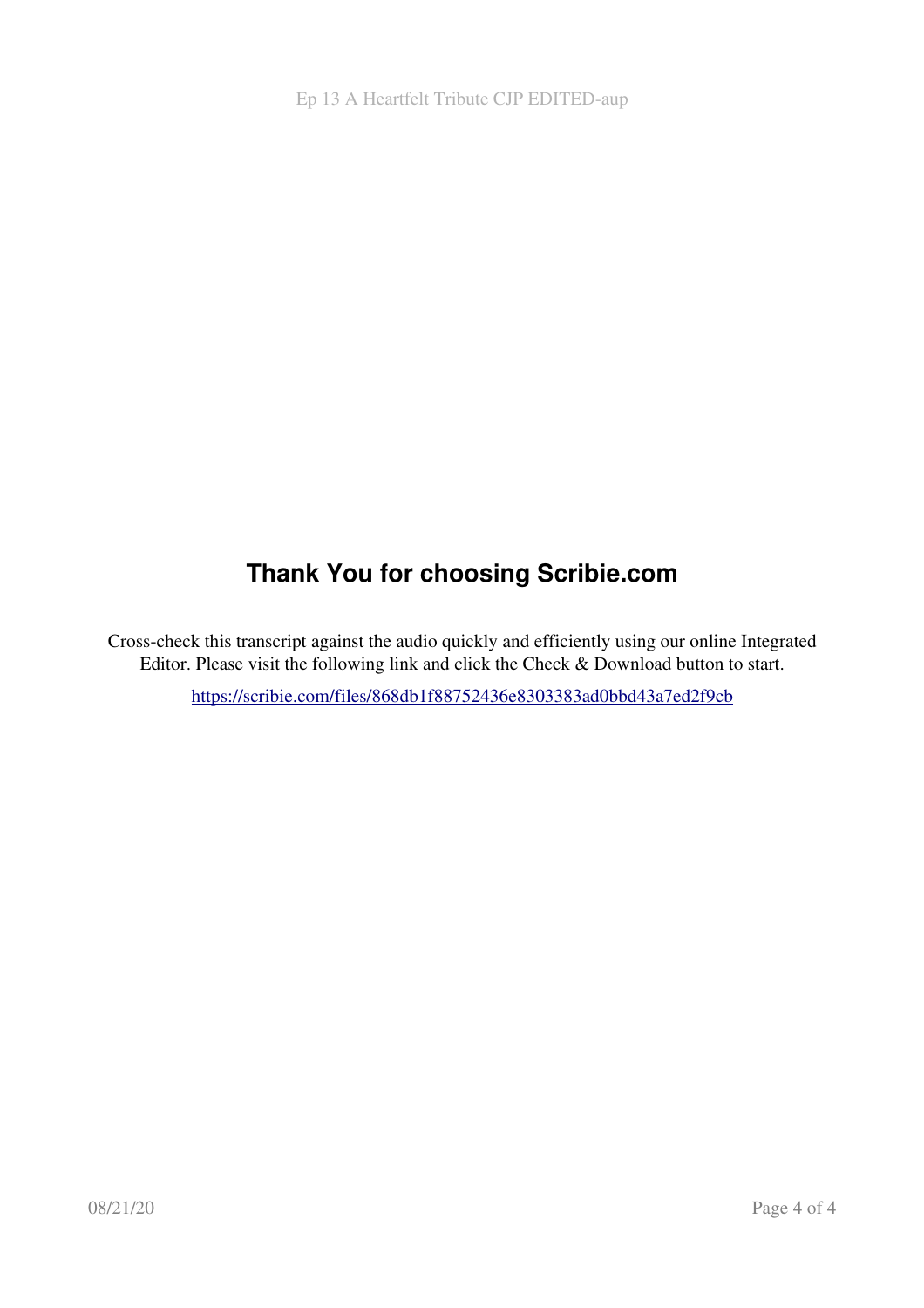## Thank You for choosing Scribie.com

Cross-check this transcript against the audio quickly and efficiently using our online Integrated Editor. Please visit the following link and click the Check & Download button to start.

https://scribie.com/files/868db1f88752436e8303383ad0bbd43a7ed2f9cb